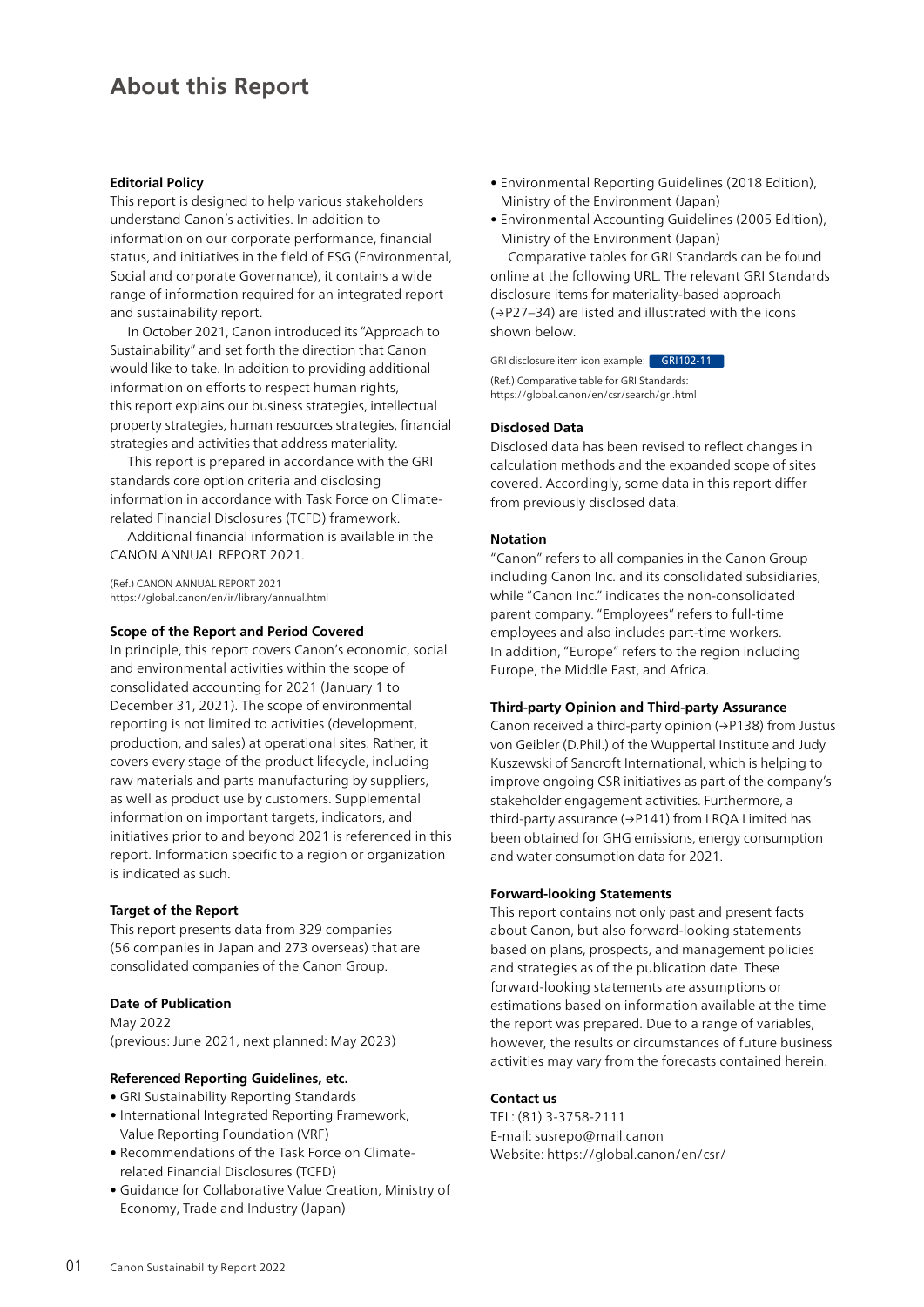# About this Report

### Editorial Policy

This report is designed to help various stakeholders understand Canon's activities. In addition to information on our corporate performance, financial status, and initiatives in the field of ESG (Environmental, Social and corporate Governance), it contains a wide range of information required for an integrated report and sustainability report.

In October 2021, Canon introduced its "Approach to Sustainability" and set forth the direction that Canon would like to take. In addition to providing additional information on efforts to respect human rights, this report explains our business strategies, intellectual property strategies, human resources strategies, financial strategies and activities that address materiality.

This report is prepared in accordance with the GRI standards core option criteria and disclosing information in accordance with Task Force on Climate-related Financial Disclosures (TCFD) framework.

Additional financial information is available in the CANON ANNUAL REPORT 2021.

(Ref.) CANON ANNUAL REPORT 2021
https://global.canon/en/ir/library/annual.html

### Scope of the Report and Period Covered

In principle, this report covers Canon's economic, social and environmental activities within the scope of consolidated accounting for 2021 (January 1 to December 31, 2021). The scope of environmental reporting is not limited to activities (development, production, and sales) at operational sites. Rather, it covers every stage of the product lifecycle, including raw materials and parts manufacturing by suppliers, as well as product use by customers. Supplemental information on important targets, indicators, and initiatives prior to and beyond 2021 is referenced in this report. Information specific to a region or organization is indicated as such.

### Target of the Report

This report presents data from 329 companies (56 companies in Japan and 273 overseas) that are consolidated companies of the Canon Group.

### Date of Publication

May 2022
(previous: June 2021, next planned: May 2023)

### Referenced Reporting Guidelines, etc.

- GRI Sustainability Reporting Standards
- International Integrated Reporting Framework, Value Reporting Foundation (VRF)
- Recommendations of the Task Force on Climate-related Financial Disclosures (TCFD)
- Guidance for Collaborative Value Creation, Ministry of Economy, Trade and Industry (Japan)
- Environmental Reporting Guidelines (2018 Edition), Ministry of the Environment (Japan)
- Environmental Accounting Guidelines (2005 Edition), Ministry of the Environment (Japan)

Comparative tables for GRI Standards can be found online at the following URL. The relevant GRI Standards disclosure items for materiality-based approach (→P27–34) are listed and illustrated with the icons shown below.

GRI disclosure item icon example: GRI102-11

(Ref.) Comparative table for GRI Standards:
https://global.canon/en/csr/search/gri.html

### Disclosed Data

Disclosed data has been revised to reflect changes in calculation methods and the expanded scope of sites covered. Accordingly, some data in this report differ from previously disclosed data.

### Notation

"Canon" refers to all companies in the Canon Group including Canon Inc. and its consolidated subsidiaries, while "Canon Inc." indicates the non-consolidated parent company. "Employees" refers to full-time employees and also includes part-time workers. In addition, "Europe" refers to the region including Europe, the Middle East, and Africa.

### Third-party Opinion and Third-party Assurance

Canon received a third-party opinion (→P138) from Justus von Geibler (D.Phil.) of the Wuppertal Institute and Judy Kuszewski of Sancroft International, which is helping to improve ongoing CSR initiatives as part of the company's stakeholder engagement activities. Furthermore, a third-party assurance (→P141) from LRQA Limited has been obtained for GHG emissions, energy consumption and water consumption data for 2021.

### Forward-looking Statements

This report contains not only past and present facts about Canon, but also forward-looking statements based on plans, prospects, and management policies and strategies as of the publication date. These forward-looking statements are assumptions or estimations based on information available at the time the report was prepared. Due to a range of variables, however, the results or circumstances of future business activities may vary from the forecasts contained herein.

### Contact us

TEL: (81) 3-3758-2111
E-mail: susrepo@mail.canon
Website: https://global.canon/en/csr/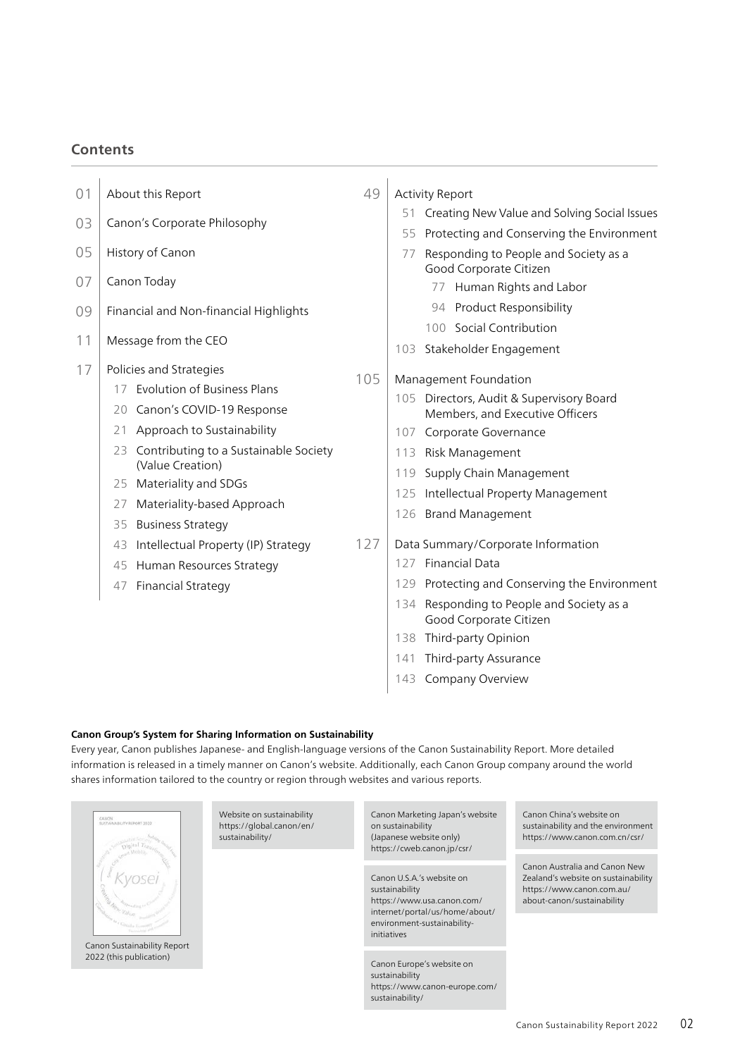## Contents

01 About this Report

03 Canon's Corporate Philosophy

05 History of Canon

07 Canon Today

09 Financial and Non-financial Highlights

11 Message from the CEO

17 Policies and Strategies
- 17 Evolution of Business Plans
- 20 Canon's COVID-19 Response
- 21 Approach to Sustainability
- 23 Contributing to a Sustainable Society (Value Creation)
- 25 Materiality and SDGs
- 27 Materiality-based Approach
- 35 Business Strategy
- 43 Intellectual Property (IP) Strategy
- 45 Human Resources Strategy
- 47 Financial Strategy

49 Activity Report
- 51 Creating New Value and Solving Social Issues
- 55 Protecting and Conserving the Environment
- 77 Responding to People and Society as a Good Corporate Citizen
  - 77 Human Rights and Labor
  - 94 Product Responsibility
  - 100 Social Contribution
- 103 Stakeholder Engagement

105 Management Foundation
- 105 Directors, Audit & Supervisory Board Members, and Executive Officers
- 107 Corporate Governance
- 113 Risk Management
- 119 Supply Chain Management
- 125 Intellectual Property Management
- 126 Brand Management

127 Data Summary/Corporate Information
- 127 Financial Data
- 129 Protecting and Conserving the Environment
- 134 Responding to People and Society as a Good Corporate Citizen
- 138 Third-party Opinion
- 141 Third-party Assurance
- 143 Company Overview

**Canon Group's System for Sharing Information on Sustainability**

Every year, Canon publishes Japanese- and English-language versions of the Canon Sustainability Report. More detailed information is released in a timely manner on Canon's website. Additionally, each Canon Group company around the world shares information tailored to the country or region through websites and various reports.

Canon Sustainability Report 2022 (this publication)

Website on sustainability
https://global.canon/en/sustainability/

Canon Marketing Japan's website on sustainability
(Japanese website only)
https://cweb.canon.jp/csr/

Canon U.S.A.'s website on sustainability
https://www.usa.canon.com/internet/portal/us/home/about/environment-sustainability-initiatives

Canon Europe's website on sustainability
https://www.canon-europe.com/sustainability/

Canon China's website on sustainability and the environment
https://www.canon.com.cn/csr/

Canon Australia and Canon New Zealand's website on sustainability
https://www.canon.com.au/about-canon/sustainability